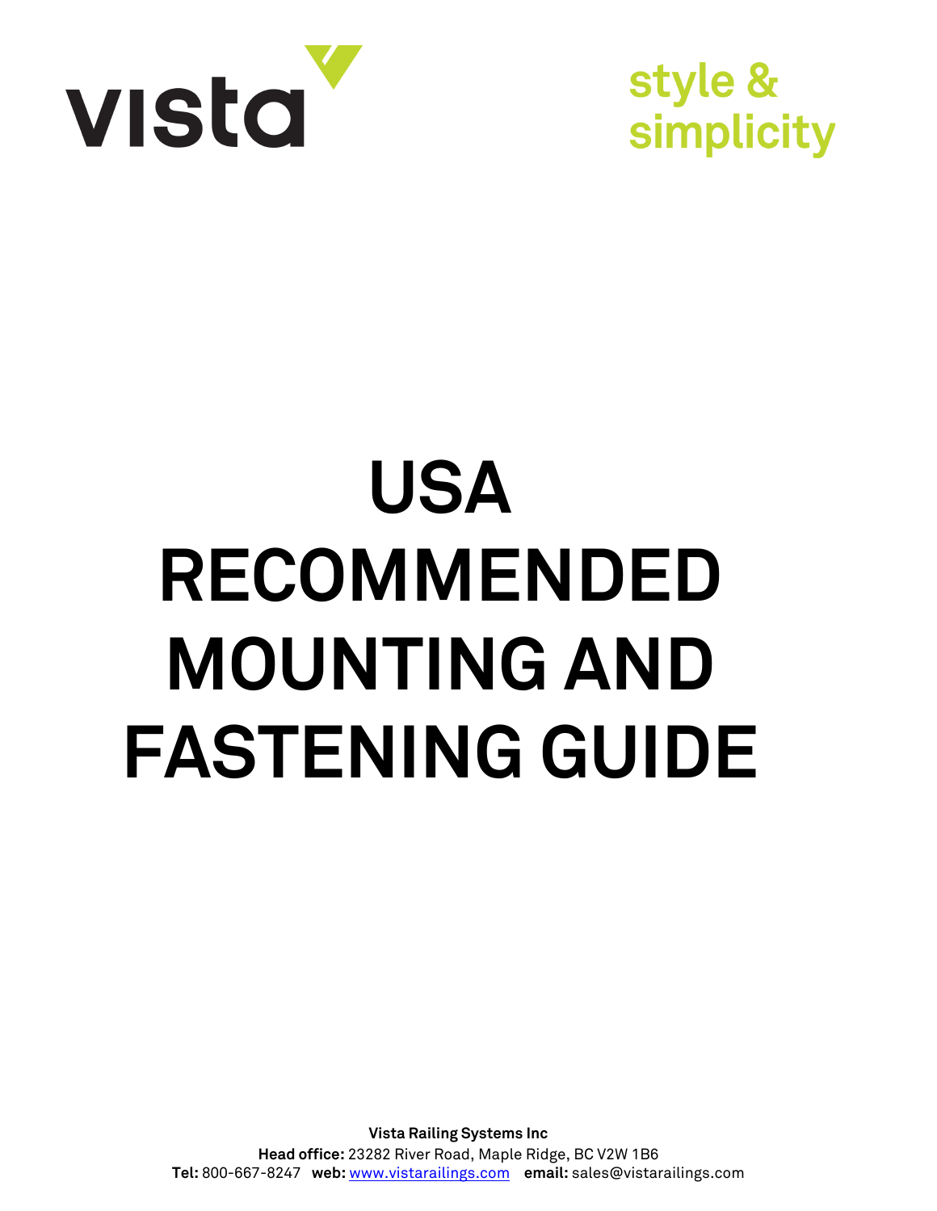vista

style & simplicity

# USA RECOMMENDED MOUNTING AND FASTENING GUIDE

**Vista Railing Systems Inc**
**Head office:** 23282 River Road, Maple Ridge, BC V2W 1B6
**Tel:** 800-667-8247 **web:** www.vistarailings.com **email:** sales@vistarailings.com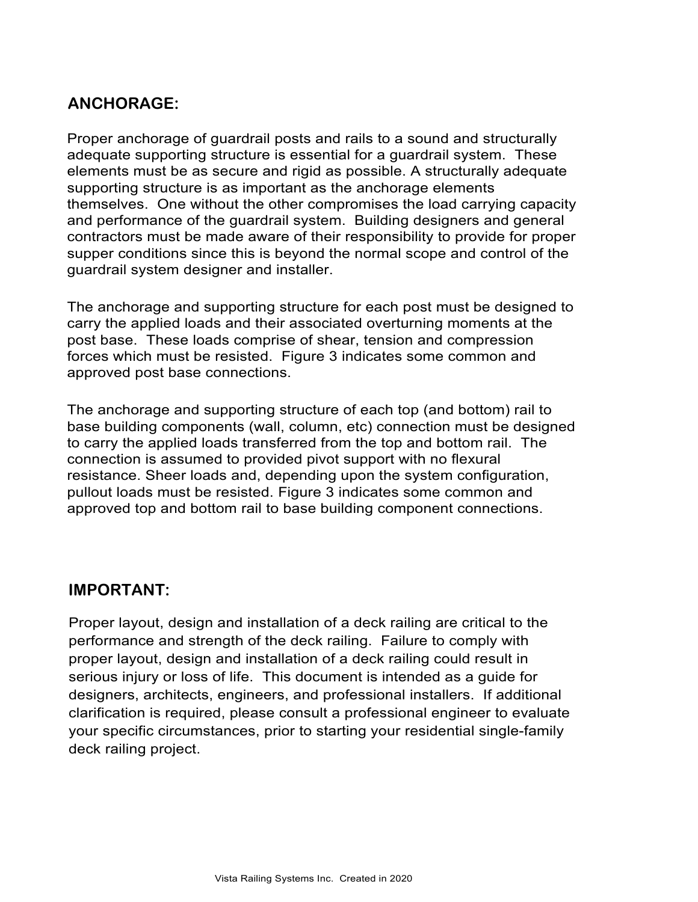## ANCHORAGE:

Proper anchorage of guardrail posts and rails to a sound and structurally adequate supporting structure is essential for a guardrail system. These elements must be as secure and rigid as possible. A structurally adequate supporting structure is as important as the anchorage elements themselves. One without the other compromises the load carrying capacity and performance of the guardrail system. Building designers and general contractors must be made aware of their responsibility to provide for proper supper conditions since this is beyond the normal scope and control of the guardrail system designer and installer.

The anchorage and supporting structure for each post must be designed to carry the applied loads and their associated overturning moments at the post base. These loads comprise of shear, tension and compression forces which must be resisted. Figure 3 indicates some common and approved post base connections.

The anchorage and supporting structure of each top (and bottom) rail to base building components (wall, column, etc) connection must be designed to carry the applied loads transferred from the top and bottom rail. The connection is assumed to provided pivot support with no flexural resistance. Sheer loads and, depending upon the system configuration, pullout loads must be resisted. Figure 3 indicates some common and approved top and bottom rail to base building component connections.

## IMPORTANT:

Proper layout, design and installation of a deck railing are critical to the performance and strength of the deck railing. Failure to comply with proper layout, design and installation of a deck railing could result in serious injury or loss of life. This document is intended as a guide for designers, architects, engineers, and professional installers. If additional clarification is required, please consult a professional engineer to evaluate your specific circumstances, prior to starting your residential single-family deck railing project.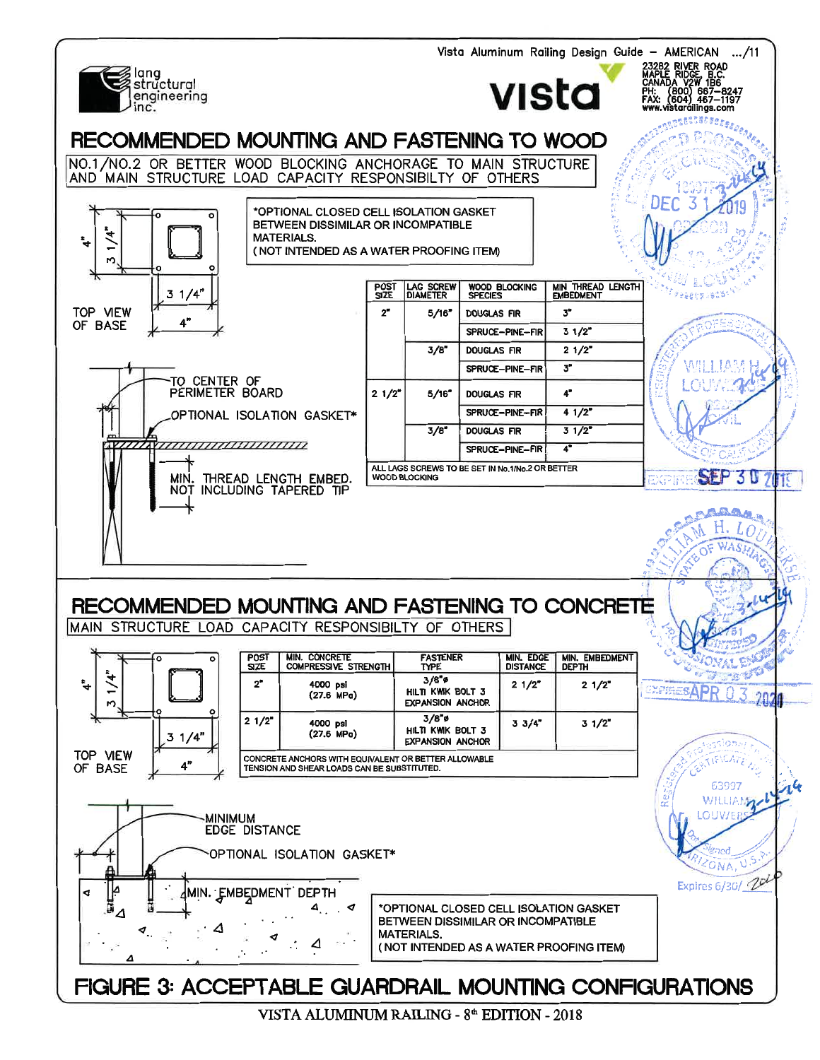Vista Aluminum Railing Design Guide – AMERICAN .../11

lang structural engineering inc.

vista

23282 RIVER ROAD
MAPLE RIDGE, B.C.
CANADA V2W 1B6
PH: (800) 667-8247
FAX: (604) 467-1197
www.vistarailings.com

# RECOMMENDED MOUNTING AND FASTENING TO WOOD

NO.1/NO.2 OR BETTER WOOD BLOCKING ANCHORAGE TO MAIN STRUCTURE AND MAIN STRUCTURE LOAD CAPACITY RESPONSIBILTY OF OTHERS

4" | 3 1/4" | 3 1/4" | 4"

TOP VIEW OF BASE

*OPTIONAL CLOSED CELL ISOLATION GASKET BETWEEN DISSIMILAR OR INCOMPATIBLE MATERIALS. (NOT INTENDED AS A WATER PROOFING ITEM)

TO CENTER OF PERIMETER BOARD

OPTIONAL ISOLATION GASKET*

MIN. THREAD LENGTH EMBED. NOT INCLUDING TAPERED TIP

| POST SIZE | LAG SCREW DIAMETER | WOOD BLOCKING SPECIES | MIN THREAD LENGTH EMBEDMENT |
|---|---|---|---|
| 2" | 5/16" | DOUGLAS FIR | 3" |
| | | SPRUCE-PINE-FIR | 3 1/2" |
| | 3/8" | DOUGLAS FIR | 2 1/2" |
| | | SPRUCE-PINE-FIR | 3" |
| 2 1/2" | 5/16" | DOUGLAS FIR | 4" |
| | | SPRUCE-PINE-FIR | 4 1/2" |
| | 3/8" | DOUGLAS FIR | 3 1/2" |
| | | SPRUCE-PINE-FIR | 4" |

ALL LAGS SCREWS TO BE SET IN No.1/No.2 OR BETTER WOOD BLOCKING

# RECOMMENDED MOUNTING AND FASTENING TO CONCRETE

MAIN STRUCTURE LOAD CAPACITY RESPONSIBILTY OF OTHERS

4" | 3 1/4" | 3 1/4" | 4"

TOP VIEW OF BASE

| POST SIZE | MIN. CONCRETE COMPRESSIVE STRENGTH | FASTENER TYPE | MIN. EDGE DISTANCE | MIN. EMBEDMENT DEPTH |
|---|---|---|---|---|
| 2" | 4000 psi (27.6 MPa) | 3/8"ø HILTI KWIK BOLT 3 EXPANSION ANCHOR | 2 1/2" | 2 1/2" |
| 2 1/2" | 4000 psi (27.6 MPa) | 3/8"ø HILTI KWIK BOLT 3 EXPANSION ANCHOR | 3 3/4" | 3 1/2" |

CONCRETE ANCHORS WITH EQUIVALENT OR BETTER ALLOWABLE TENSION AND SHEAR LOADS CAN BE SUBSTITUTED.

MINIMUM EDGE DISTANCE

OPTIONAL ISOLATION GASKET*

MIN. EMBEDMENT DEPTH

*OPTIONAL CLOSED CELL ISOLATION GASKET BETWEEN DISSIMILAR OR INCOMPATIBLE MATERIALS. (NOT INTENDED AS A WATER PROOFING ITEM)

# FIGURE 3: ACCEPTABLE GUARDRAIL MOUNTING CONFIGURATIONS

VISTA ALUMINUM RAILING - 8th EDITION - 2018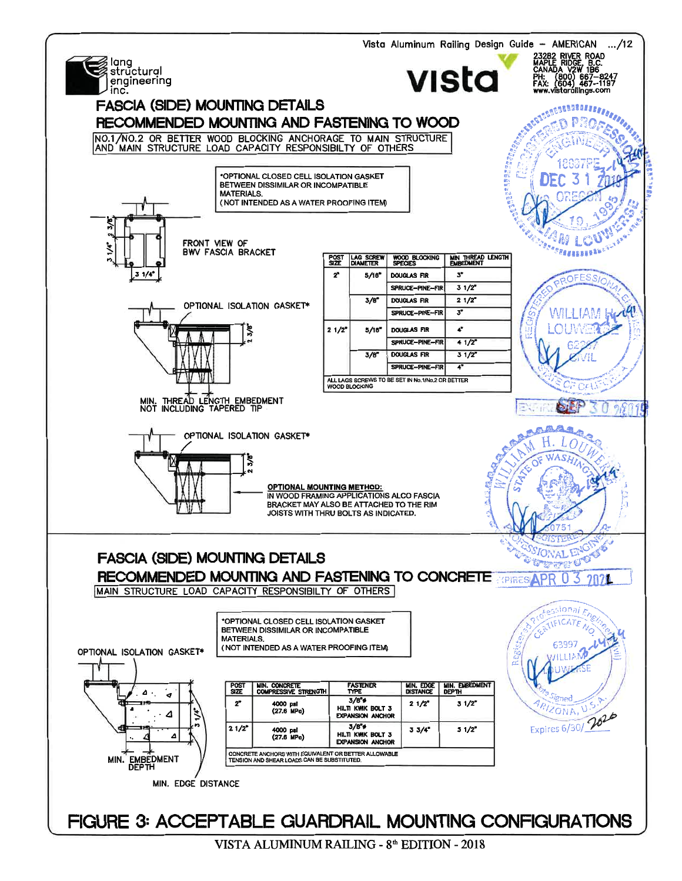## FASCIA (SIDE) MOUNTING DETAILS

## RECOMMENDED MOUNTING AND FASTENING TO WOOD

NO.1/NO.2 OR BETTER WOOD BLOCKING ANCHORAGE TO MAIN STRUCTURE AND MAIN STRUCTURE LOAD CAPACITY RESPONSIBILTY OF OTHERS

*OPTIONAL CLOSED CELL ISOLATION GASKET BETWEEN DISSIMILAR OR INCOMPATIBLE MATERIALS. (NOT INTENDED AS A WATER PROOFING ITEM)

FRONT VIEW OF BWV FASCIA BRACKET

3 1/4" 2 3/8" 3 1/4"

OPTIONAL ISOLATION GASKET*

2 3/8"

MIN. THREAD LENGTH EMBEDMENT NOT INCLUDING TAPERED TIP

| POST SIZE | LAG SCREW DIAMETER | WOOD BLOCKING SPECIES | MIN THREAD LENGTH EMBEDMENT |
|---|---|---|---|
| 2" | 5/16" | DOUGLAS FIR | 3" |
| | | SPRUCE–PINE–FIR | 3 1/2" |
| | 3/8" | DOUGLAS FIR | 2 1/2" |
| | | SPRUCE–PINE–FIR | 3" |
| 2 1/2" | 5/16" | DOUGLAS FIR | 4" |
| | | SPRUCE–PINE–FIR | 4 1/2" |
| | 3/8" | DOUGLAS FIR | 3 1/2" |
| | | SPRUCE–PINE–FIR | 4" |

ALL LAGS SCREWS TO BE SET IN No.1/No.2 OR BETTER WOOD BLOCKING

OPTIONAL ISOLATION GASKET*

2 3/8"

**OPTIONAL MOUNTING METHOD:** IN WOOD FRAMING APPLICATIONS ALCO FASCIA BRACKET MAY ALSO BE ATTACHED TO THE RIM JOISTS WITH THRU BOLTS AS INDICATED.

## FASCIA (SIDE) MOUNTING DETAILS

## RECOMMENDED MOUNTING AND FASTENING TO CONCRETE

MAIN STRUCTURE LOAD CAPACITY RESPONSIBILTY OF OTHERS

*OPTIONAL CLOSED CELL ISOLATION GASKET BETWEEN DISSIMILAR OR INCOMPATIBLE MATERIALS. (NOT INTENDED AS A WATER PROOFING ITEM)

OPTIONAL ISOLATION GASKET*

3 1/4"

MIN. EMBEDMENT DEPTH

MIN. EDGE DISTANCE

| POST SIZE | MIN. CONCRETE COMPRESSIVE STRENGTH | FASTENER TYPE | MIN. EDGE DISTANCE | MIN. EMBEDMENT DEPTH |
|---|---|---|---|---|
| 2" | 4000 psi (27.6 MPa) | 3/8"ø HILTI KWIK BOLT 3 EXPANSION ANCHOR | 2 1/2" | 3 1/2" |
| 2 1/2" | 4000 psi (27.6 MPa) | 3/8"ø HILTI KWIK BOLT 3 EXPANSION ANCHOR | 3 3/4" | 3 1/2" |

CONCRETE ANCHORS WITH EQUIVALENT OR BETTER ALLOWABLE TENSION AND SHEAR LOADS CAN BE SUBSTITUTED.

## FIGURE 3: ACCEPTABLE GUARDRAIL MOUNTING CONFIGURATIONS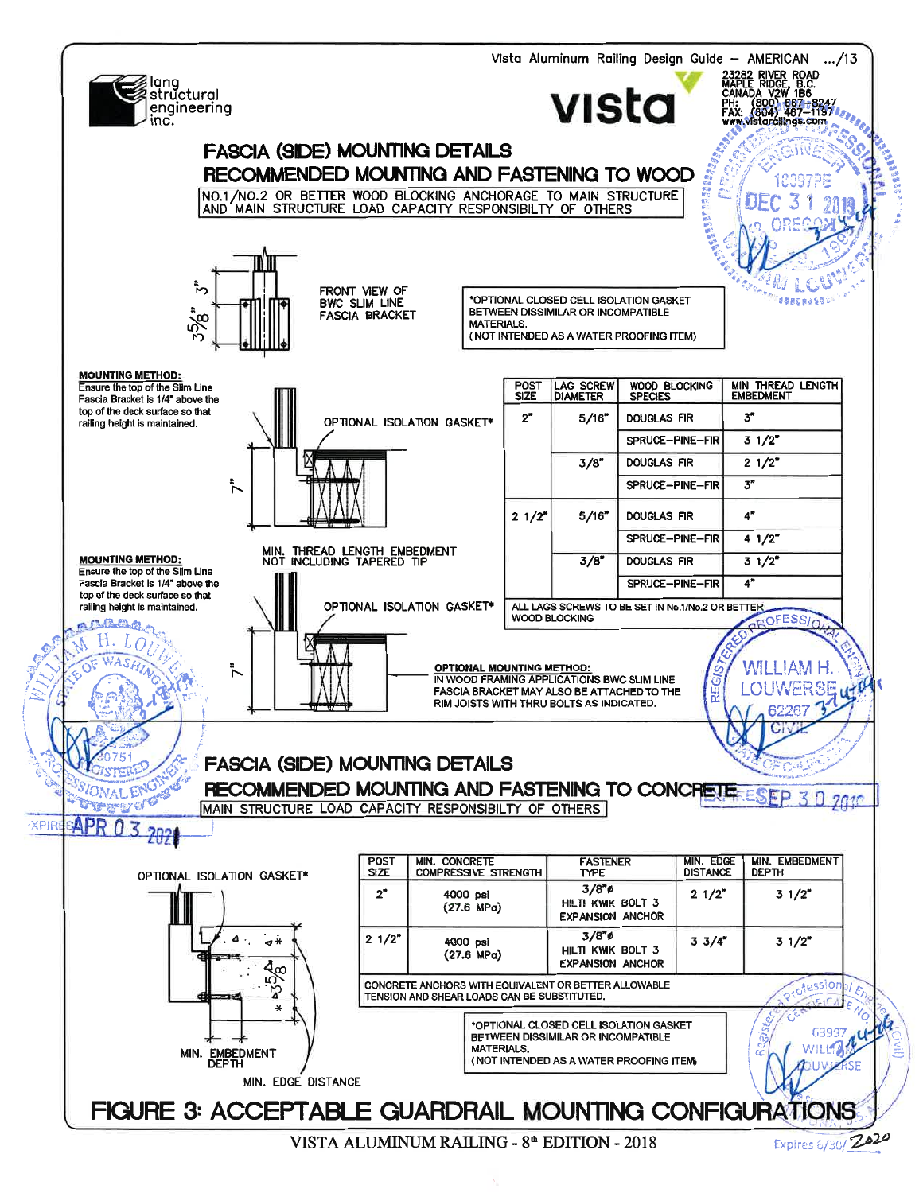lang structural engineering inc.

vista

23282 RIVER ROAD
MAPLE RIDGE, B.C.
CANADA V2W 1B6
PH: (800) 667-8247
FAX: (604) 467-1197
www.vistarailings.com

# FASCIA (SIDE) MOUNTING DETAILS

## RECOMMENDED MOUNTING AND FASTENING TO WOOD

NO.1/NO.2 OR BETTER WOOD BLOCKING ANCHORAGE TO MAIN STRUCTURE AND MAIN STRUCTURE LOAD CAPACITY RESPONSIBILITY OF OTHERS

FRONT VIEW OF BWC SLIM LINE FASCIA BRACKET

3"

3 5/8"

*OPTIONAL CLOSED CELL ISOLATION GASKET BETWEEN DISSIMILAR OR INCOMPATIBLE MATERIALS.
(NOT INTENDED AS A WATER PROOFING ITEM)

**MOUNTING METHOD:**
Ensure the top of the Slim Line Fascia Bracket is 1/4" above the top of the deck surface so that railing height is maintained.

OPTIONAL ISOLATION GASKET*

7"

MIN. THREAD LENGTH EMBEDMENT NOT INCLUDING TAPERED TIP

| POST SIZE | LAG SCREW DIAMETER | WOOD BLOCKING SPECIES | MIN THREAD LENGTH EMBEDMENT |
|---|---|---|---|
| 2" | 5/16" | DOUGLAS FIR | 3" |
| | | SPRUCE-PINE-FIR | 3 1/2" |
| | 3/8" | DOUGLAS FIR | 2 1/2" |
| | | SPRUCE-PINE-FIR | 3" |
| 2 1/2" | 5/16" | DOUGLAS FIR | 4" |
| | | SPRUCE-PINE-FIR | 4 1/2" |
| | 3/8" | DOUGLAS FIR | 3 1/2" |
| | | SPRUCE-PINE-FIR | 4" |

ALL LAGS SCREWS TO BE SET IN No.1/No.2 OR BETTER WOOD BLOCKING

**MOUNTING METHOD:**
Ensure the top of the Slim Line Fascia Bracket is 1/4" above the top of the deck surface so that railing height is maintained.

OPTIONAL ISOLATION GASKET*

7"

**OPTIONAL MOUNTING METHOD:**
IN WOOD FRAMING APPLICATIONS BWC SLIM LINE FASCIA BRACKET MAY ALSO BE ATTACHED TO THE RIM JOISTS WITH THRU BOLTS AS INDICATED.

# FASCIA (SIDE) MOUNTING DETAILS

## RECOMMENDED MOUNTING AND FASTENING TO CONCRETE

MAIN STRUCTURE LOAD CAPACITY RESPONSIBILTY OF OTHERS

OPTIONAL ISOLATION GASKET*

| POST SIZE | MIN. CONCRETE COMPRESSIVE STRENGTH | FASTENER TYPE | MIN. EDGE DISTANCE | MIN. EMBEDMENT DEPTH |
|---|---|---|---|---|
| 2" | 4000 psi (27.6 MPa) | 3/8"ø HILTI KWIK BOLT 3 EXPANSION ANCHOR | 2 1/2" | 3 1/2" |
| 2 1/2" | 4000 psi (27.6 MPa) | 3/8"ø HILTI KWIK BOLT 3 EXPANSION ANCHOR | 3 3/4" | 3 1/2" |

CONCRETE ANCHORS WITH EQUIVALENT OR BETTER ALLOWABLE TENSION AND SHEAR LOADS CAN BE SUBSTITUTED.

*OPTIONAL CLOSED CELL ISOLATION GASKET BETWEEN DISSIMILAR OR INCOMPATIBLE MATERIALS.
(NOT INTENDED AS A WATER PROOFING ITEM)

3 5/8"

MIN. EMBEDMENT DEPTH

MIN. EDGE DISTANCE

# FIGURE 3: ACCEPTABLE GUARDRAIL MOUNTING CONFIGURATIONS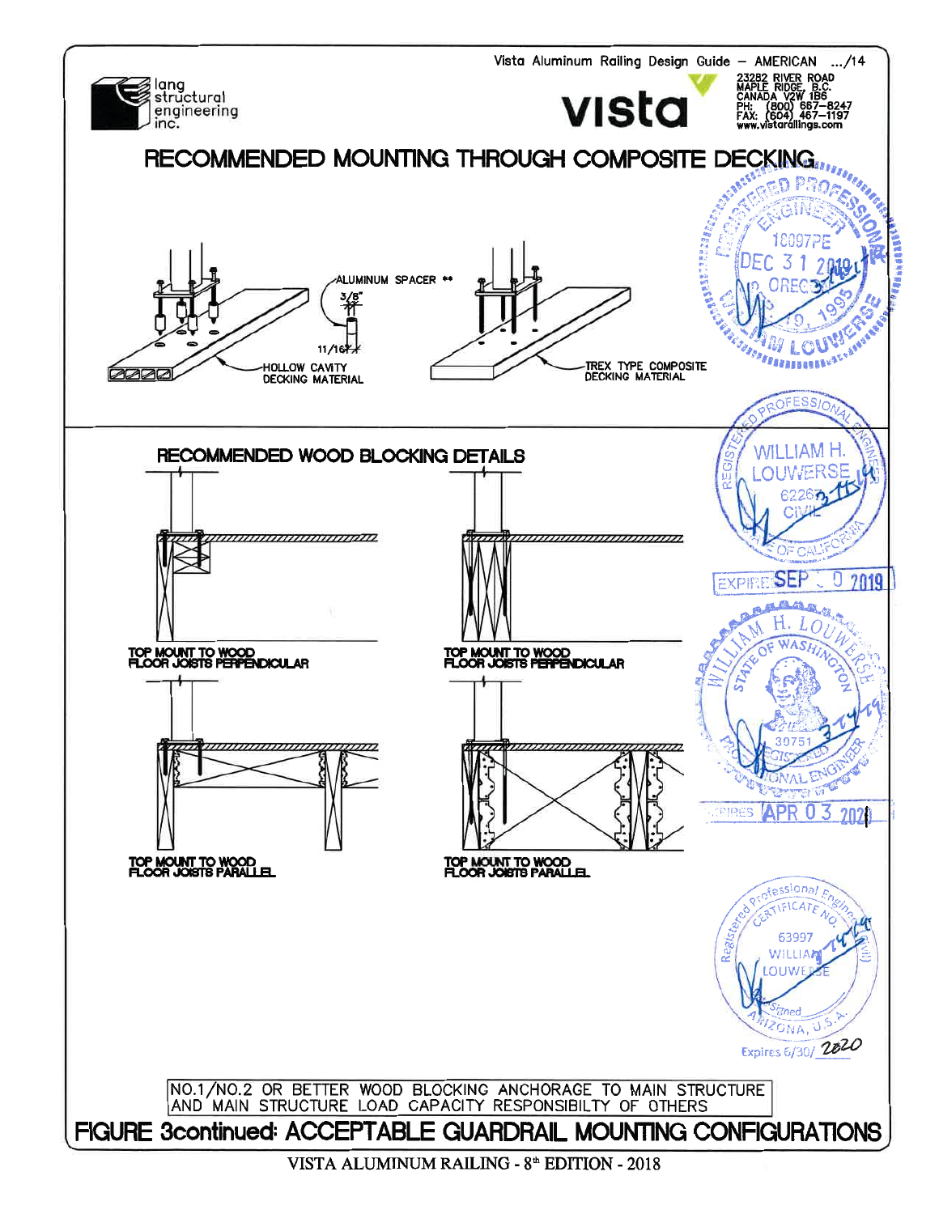lang structural engineering inc.

vista

23282 RIVER ROAD
MAPLE RIDGE, B.C.
CANADA V2W 1B6
PH: (800) 667-8247
FAX: (604) 467-1197
www.vistarailings.com

## RECOMMENDED MOUNTING THROUGH COMPOSITE DECKING

ALUMINUM SPACER **

3/8"

11/16"

HOLLOW CAVITY DECKING MATERIAL

TREX TYPE COMPOSITE DECKING MATERIAL

## RECOMMENDED WOOD BLOCKING DETAILS

TOP MOUNT TO WOOD FLOOR JOISTS PERPENDICULAR

TOP MOUNT TO WOOD FLOOR JOISTS PERPENDICULAR

TOP MOUNT TO WOOD FLOOR JOISTS PARALLEL

TOP MOUNT TO WOOD FLOOR JOISTS PARALLEL

NO.1/NO.2 OR BETTER WOOD BLOCKING ANCHORAGE TO MAIN STRUCTURE AND MAIN STRUCTURE LOAD CAPACITY RESPONSIBILTY OF OTHERS

## FIGURE 3continued: ACCEPTABLE GUARDRAIL MOUNTING CONFIGURATIONS

VISTA ALUMINUM RAILING - 8th EDITION - 2018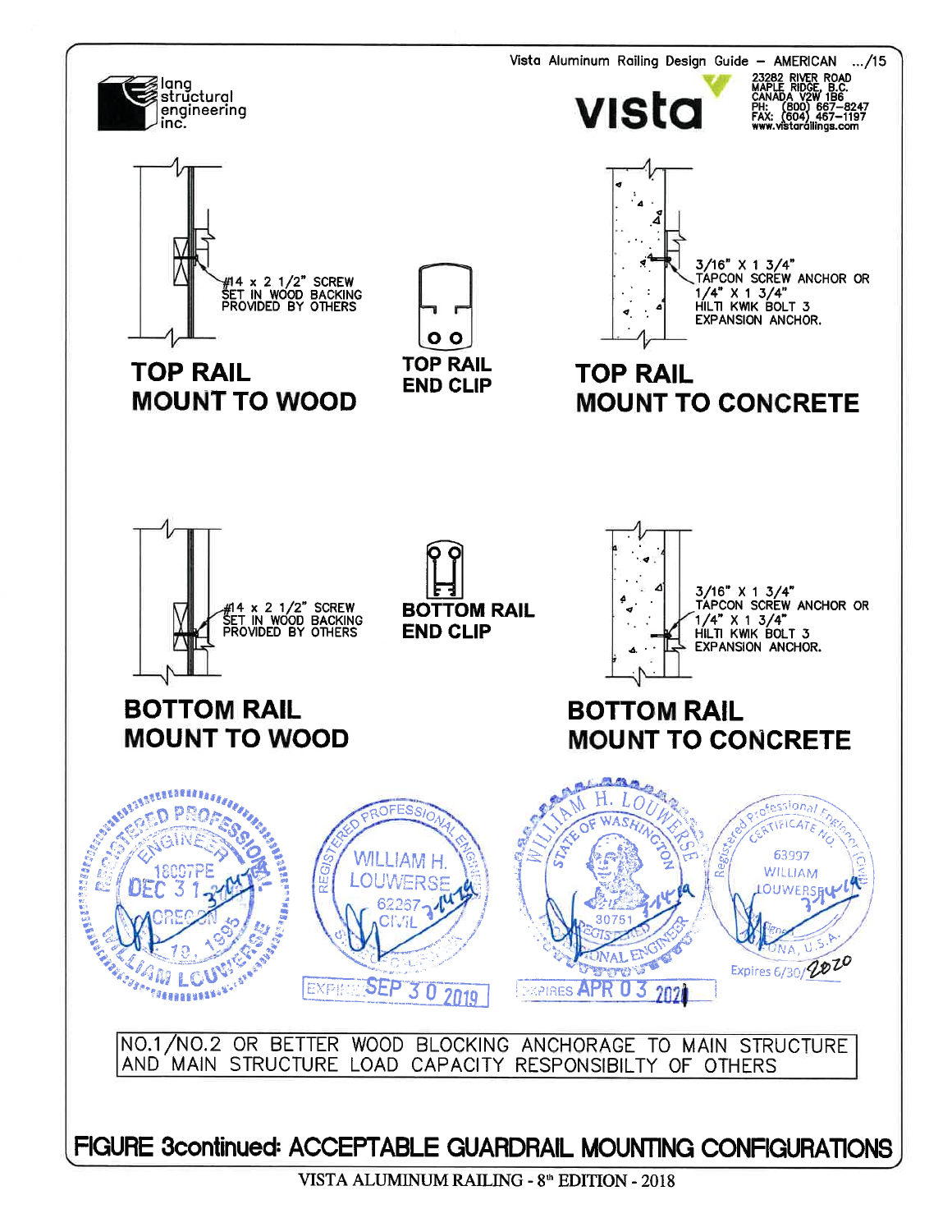### TOP RAIL MOUNT TO WOOD

#14 x 2 1/2" SCREW SET IN WOOD BACKING PROVIDED BY OTHERS

### TOP RAIL END CLIP

### TOP RAIL MOUNT TO CONCRETE

3/16" X 1 3/4" TAPCON SCREW ANCHOR OR 1/4" X 1 3/4" HILTI KWIK BOLT 3 EXPANSION ANCHOR.

### BOTTOM RAIL MOUNT TO WOOD

#14 x 2 1/2" SCREW SET IN WOOD BACKING PROVIDED BY OTHERS

### BOTTOM RAIL END CLIP

### BOTTOM RAIL MOUNT TO CONCRETE

3/16" X 1 3/4" TAPCON SCREW ANCHOR OR 1/4" X 1 3/4" HILTI KWIK BOLT 3 EXPANSION ANCHOR.

NO.1/NO.2 OR BETTER WOOD BLOCKING ANCHORAGE TO MAIN STRUCTURE AND MAIN STRUCTURE LOAD CAPACITY RESPONSIBILTY OF OTHERS

**FIGURE 3continued: ACCEPTABLE GUARDRAIL MOUNTING CONFIGURATIONS**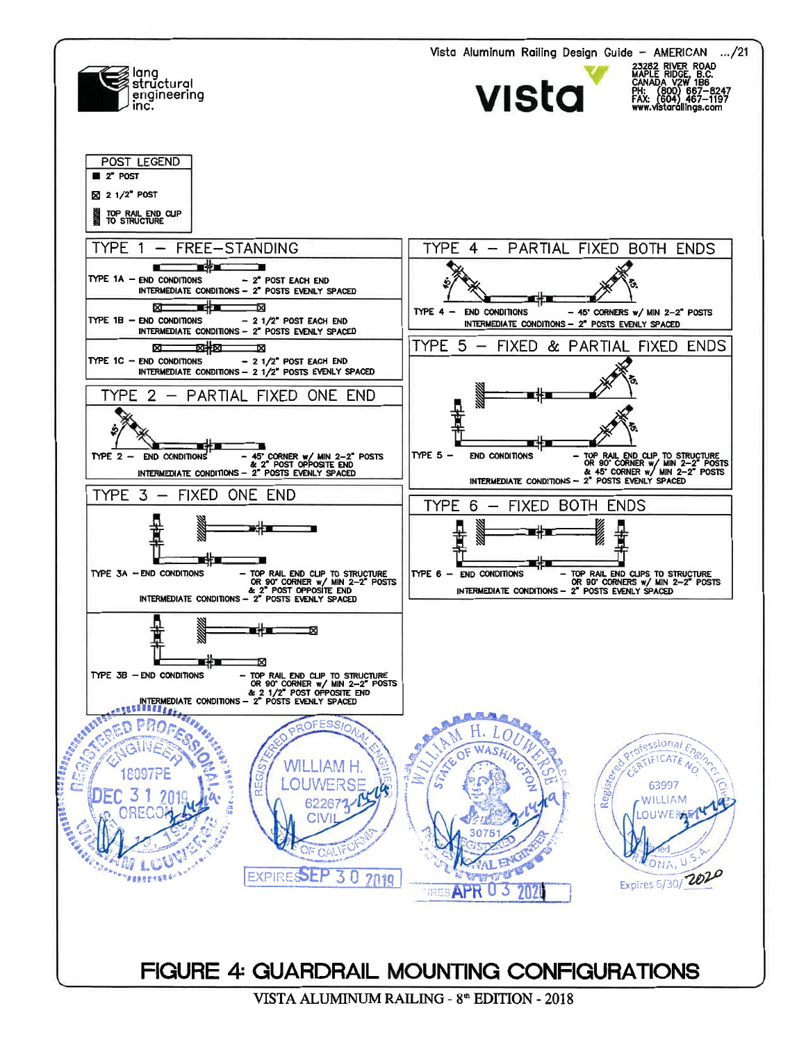lang structural engineering inc.

Vista Aluminum Railing Design Guide – AMERICAN

vista

23262 RIVER ROAD
MAPLE RIDGE, B.C.
CANADA V2W 1B6
PH: (800) 667-8247
FAX: (604) 467-1197
www.vistarailings.com

**POST LEGEND**

- ■ 2" POST
- ⊠ 2 1/2" POST
- TOP RAIL END CLIP TO STRUCTURE

## TYPE 1 – FREE-STANDING

TYPE 1A – END CONDITIONS – 2" POST EACH END
INTERMEDIATE CONDITIONS – 2" POSTS EVENLY SPACED

TYPE 1B – END CONDITIONS – 2 1/2" POST EACH END
INTERMEDIATE CONDITIONS – 2" POSTS EVENLY SPACED

TYPE 1C – END CONDITIONS – 2 1/2" POST EACH END
INTERMEDIATE CONDITIONS – 2 1/2" POSTS EVENLY SPACED

## TYPE 2 – PARTIAL FIXED ONE END

45°

TYPE 2 – END CONDITIONS – 45° CORNER w/ MIN 2-2" POSTS & 2" POST OPPOSITE END
INTERMEDIATE CONDITIONS – 2" POSTS EVENLY SPACED

## TYPE 3 – FIXED ONE END

TYPE 3A – END CONDITIONS – TOP RAIL END CLIP TO STRUCTURE OR 90° CORNER w/ MIN 2-2" POSTS & 2" POST OPPOSITE END
INTERMEDIATE CONDITIONS – 2" POSTS EVENLY SPACED

TYPE 3B – END CONDITIONS – TOP RAIL END CLIP TO STRUCTURE OR 90° CORNER w/ MIN 2-2" POSTS & 2 1/2" POST OPPOSITE END
INTERMEDIATE CONDITIONS – 2" POSTS EVENLY SPACED

## TYPE 4 – PARTIAL FIXED BOTH ENDS

45° 45°

TYPE 4 – END CONDITIONS – 45° CORNERS w/ MIN 2-2" POSTS
INTERMEDIATE CONDITIONS – 2" POSTS EVENLY SPACED

## TYPE 5 – FIXED & PARTIAL FIXED ENDS

45° 45°

TYPE 5 – END CONDITIONS – TOP RAIL END CLIP TO STRUCTURE OR 90° CORNER w/ MIN 2-2" POSTS & 45° CORNER w/ MIN 2-2" POSTS
INTERMEDIATE CONDITIONS – 2" POSTS EVENLY SPACED

## TYPE 6 – FIXED BOTH ENDS

TYPE 6 – END CONDITIONS – TOP RAIL END CLIPS TO STRUCTURE OR 90° CORNERS w/ MIN 2-2" POSTS
INTERMEDIATE CONDITIONS – 2" POSTS EVENLY SPACED

REGISTERED PROFESSIONAL ENGINEER 18097PE OREGON WILLIAM LOUWERSE DEC 31 2019 3-14-19

REGISTERED PROFESSIONAL ENGINEER WILLIAM H. LOUWERSE 62267 CIVIL STATE OF CALIFORNIA 3-14-19 EXPIRES SEP 30 2019

WILLIAM H. LOUWERSE STATE OF WASHINGTON 30751 REGISTERED PROFESSIONAL ENGINEER 3-14-19 EXPIRES APR 03 2020

Registered Professional Engineer (Civil) CERTIFICATE NO. 63997 WILLIAM LOUWERSE ARIZONA, U.S.A. 3-14-19 Expires 6/30/2020

# FIGURE 4: GUARDRAIL MOUNTING CONFIGURATIONS

VISTA ALUMINUM RAILING - 8th EDITION - 2018